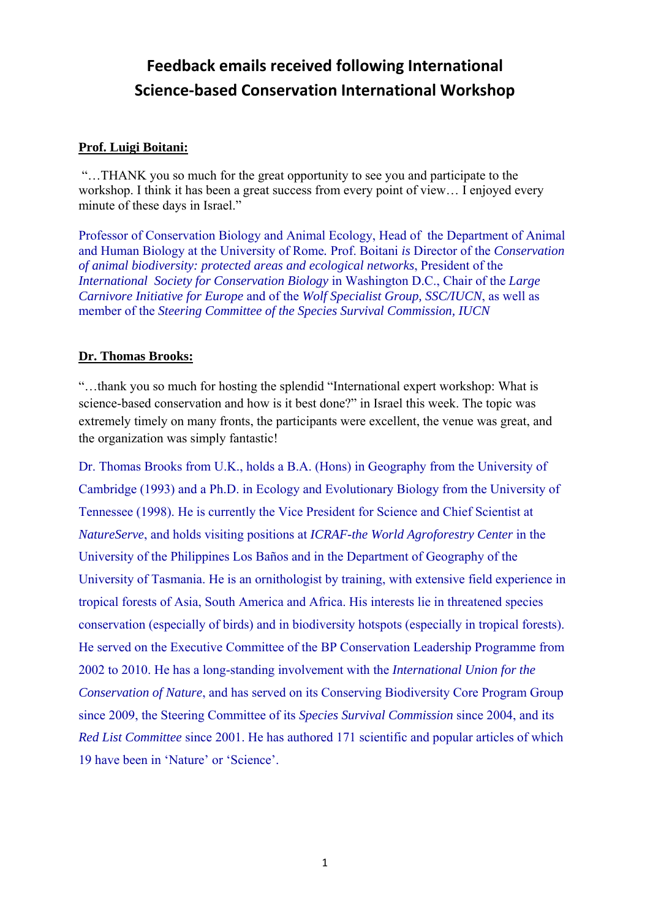# Feedback emails received following International Science-based Conservation International Workshop

**Prof. Luigi Boitani:**

"…THANK you so much for the great opportunity to see you and participate to the workshop. I think it has been a great success from every point of view… I enjoyed every minute of these days in Israel."

Professor of Conservation Biology and Animal Ecology, Head of the Department of Animal and Human Biology at the University of Rome. Prof. Boitani *is* Director of the *Conservation of animal biodiversity: protected areas and ecological networks*, President of the *International Society for Conservation Biology* in Washington D.C., Chair of the *Large Carnivore Initiative for Europe* and of the *Wolf Specialist Group, SSC/IUCN*, as well as member of the *Steering Committee of the Species Survival Commission, IUCN*

**Dr. Thomas Brooks:**

"…thank you so much for hosting the splendid "International expert workshop: What is science-based conservation and how is it best done?" in Israel this week. The topic was extremely timely on many fronts, the participants were excellent, the venue was great, and the organization was simply fantastic!

Dr. Thomas Brooks from U.K., holds a B.A. (Hons) in Geography from the University of Cambridge (1993) and a Ph.D. in Ecology and Evolutionary Biology from the University of Tennessee (1998). He is currently the Vice President for Science and Chief Scientist at *NatureServe*, and holds visiting positions at *ICRAF-the World Agroforestry Center* in the University of the Philippines Los Baños and in the Department of Geography of the University of Tasmania. He is an ornithologist by training, with extensive field experience in tropical forests of Asia, South America and Africa. His interests lie in threatened species conservation (especially of birds) and in biodiversity hotspots (especially in tropical forests). He served on the Executive Committee of the BP Conservation Leadership Programme from 2002 to 2010. He has a long-standing involvement with the *International Union for the Conservation of Nature*, and has served on its Conserving Biodiversity Core Program Group since 2009, the Steering Committee of its *Species Survival Commission* since 2004, and its *Red List Committee* since 2001. He has authored 171 scientific and popular articles of which 19 have been in 'Nature' or 'Science'.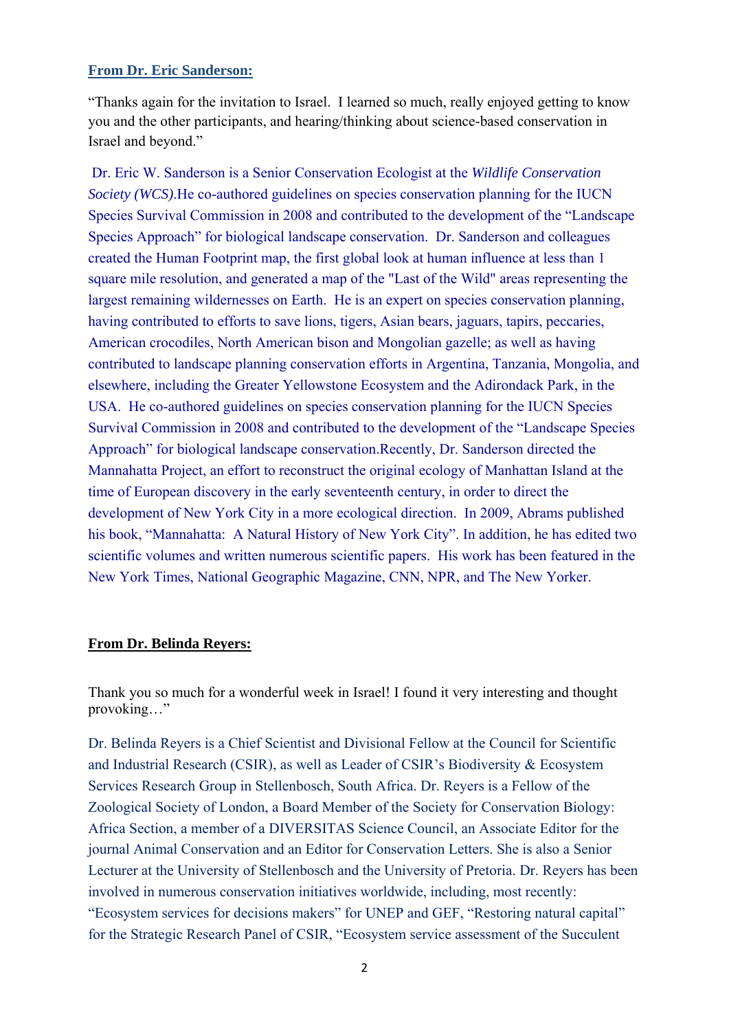**From Dr. Eric Sanderson:**

"Thanks again for the invitation to Israel. I learned so much, really enjoyed getting to know you and the other participants, and hearing/thinking about science-based conservation in Israel and beyond."

Dr. Eric W. Sanderson is a Senior Conservation Ecologist at the *Wildlife Conservation Society (WCS)*.He co-authored guidelines on species conservation planning for the IUCN Species Survival Commission in 2008 and contributed to the development of the "Landscape Species Approach" for biological landscape conservation. Dr. Sanderson and colleagues created the Human Footprint map, the first global look at human influence at less than 1 square mile resolution, and generated a map of the "Last of the Wild" areas representing the largest remaining wildernesses on Earth. He is an expert on species conservation planning, having contributed to efforts to save lions, tigers, Asian bears, jaguars, tapirs, peccaries, American crocodiles, North American bison and Mongolian gazelle; as well as having contributed to landscape planning conservation efforts in Argentina, Tanzania, Mongolia, and elsewhere, including the Greater Yellowstone Ecosystem and the Adirondack Park, in the USA. He co-authored guidelines on species conservation planning for the IUCN Species Survival Commission in 2008 and contributed to the development of the "Landscape Species Approach" for biological landscape conservation.Recently, Dr. Sanderson directed the Mannahatta Project, an effort to reconstruct the original ecology of Manhattan Island at the time of European discovery in the early seventeenth century, in order to direct the development of New York City in a more ecological direction. In 2009, Abrams published his book, "Mannahatta: A Natural History of New York City". In addition, he has edited two scientific volumes and written numerous scientific papers. His work has been featured in the New York Times, National Geographic Magazine, CNN, NPR, and The New Yorker.

**From Dr. Belinda Reyers:**

Thank you so much for a wonderful week in Israel! I found it very interesting and thought provoking…"

Dr. Belinda Reyers is a Chief Scientist and Divisional Fellow at the Council for Scientific and Industrial Research (CSIR), as well as Leader of CSIR's Biodiversity & Ecosystem Services Research Group in Stellenbosch, South Africa. Dr. Reyers is a Fellow of the Zoological Society of London, a Board Member of the Society for Conservation Biology: Africa Section, a member of a DIVERSITAS Science Council, an Associate Editor for the journal Animal Conservation and an Editor for Conservation Letters. She is also a Senior Lecturer at the University of Stellenbosch and the University of Pretoria. Dr. Reyers has been involved in numerous conservation initiatives worldwide, including, most recently: "Ecosystem services for decisions makers" for UNEP and GEF, "Restoring natural capital" for the Strategic Research Panel of CSIR, "Ecosystem service assessment of the Succulent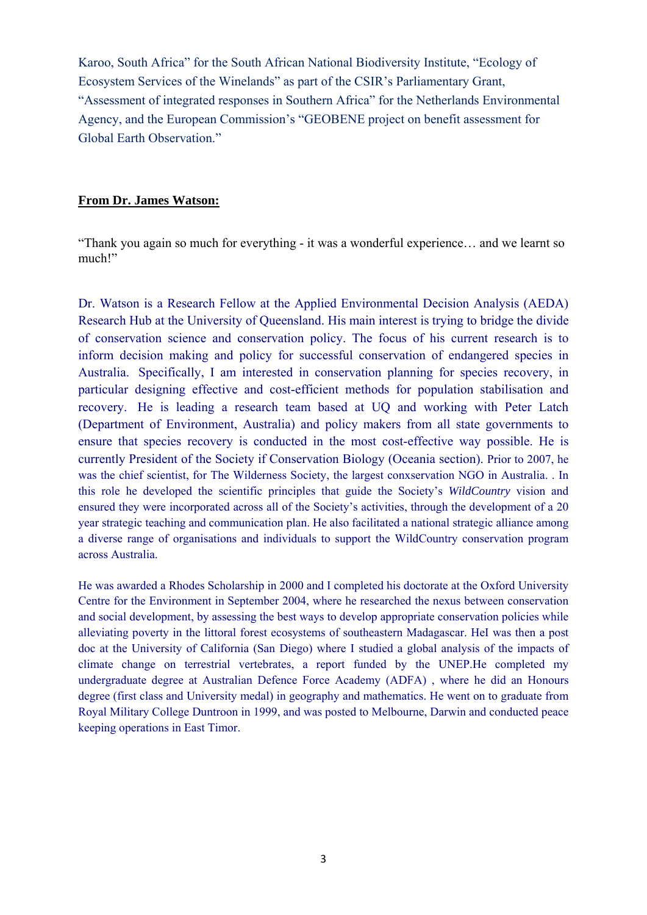Karoo, South Africa" for the South African National Biodiversity Institute, "Ecology of Ecosystem Services of the Winelands" as part of the CSIR's Parliamentary Grant, "Assessment of integrated responses in Southern Africa" for the Netherlands Environmental Agency, and the European Commission's "GEOBENE project on benefit assessment for Global Earth Observation."

**From Dr. James Watson:**

"Thank you again so much for everything - it was a wonderful experience… and we learnt so much!"

Dr. Watson is a Research Fellow at the Applied Environmental Decision Analysis (AEDA) Research Hub at the University of Queensland. His main interest is trying to bridge the divide of conservation science and conservation policy. The focus of his current research is to inform decision making and policy for successful conservation of endangered species in Australia. Specifically, I am interested in conservation planning for species recovery, in particular designing effective and cost-efficient methods for population stabilisation and recovery. He is leading a research team based at UQ and working with Peter Latch (Department of Environment, Australia) and policy makers from all state governments to ensure that species recovery is conducted in the most cost-effective way possible. He is currently President of the Society if Conservation Biology (Oceania section). Prior to 2007, he was the chief scientist, for The Wilderness Society, the largest conxservation NGO in Australia. . In this role he developed the scientific principles that guide the Society's *WildCountry* vision and ensured they were incorporated across all of the Society's activities, through the development of a 20 year strategic teaching and communication plan. He also facilitated a national strategic alliance among a diverse range of organisations and individuals to support the WildCountry conservation program across Australia.

He was awarded a Rhodes Scholarship in 2000 and I completed his doctorate at the Oxford University Centre for the Environment in September 2004, where he researched the nexus between conservation and social development, by assessing the best ways to develop appropriate conservation policies while alleviating poverty in the littoral forest ecosystems of southeastern Madagascar. HeI was then a post doc at the University of California (San Diego) where I studied a global analysis of the impacts of climate change on terrestrial vertebrates, a report funded by the UNEP.He completed my undergraduate degree at Australian Defence Force Academy (ADFA) , where he did an Honours degree (first class and University medal) in geography and mathematics. He went on to graduate from Royal Military College Duntroon in 1999, and was posted to Melbourne, Darwin and conducted peace keeping operations in East Timor.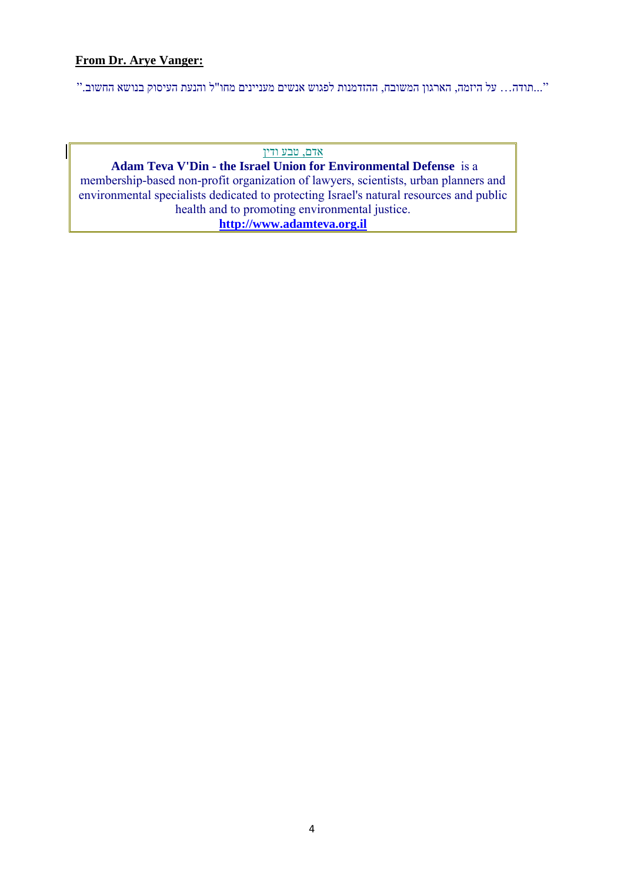**From Dr. Arye Vanger:**

"...תודה… על היזמה, הארגון המשובח, ההזדמנות לפגוש אנשים מעניינים מחו"ל והנעת העיסוק בנושא החשוב."

אדם, טבע ודין

**Adam Teva V'Din - the Israel Union for Environmental Defense** is a membership-based non-profit organization of lawyers, scientists, urban planners and environmental specialists dedicated to protecting Israel's natural resources and public health and to promoting environmental justice.

**http://www.adamteva.org.il**